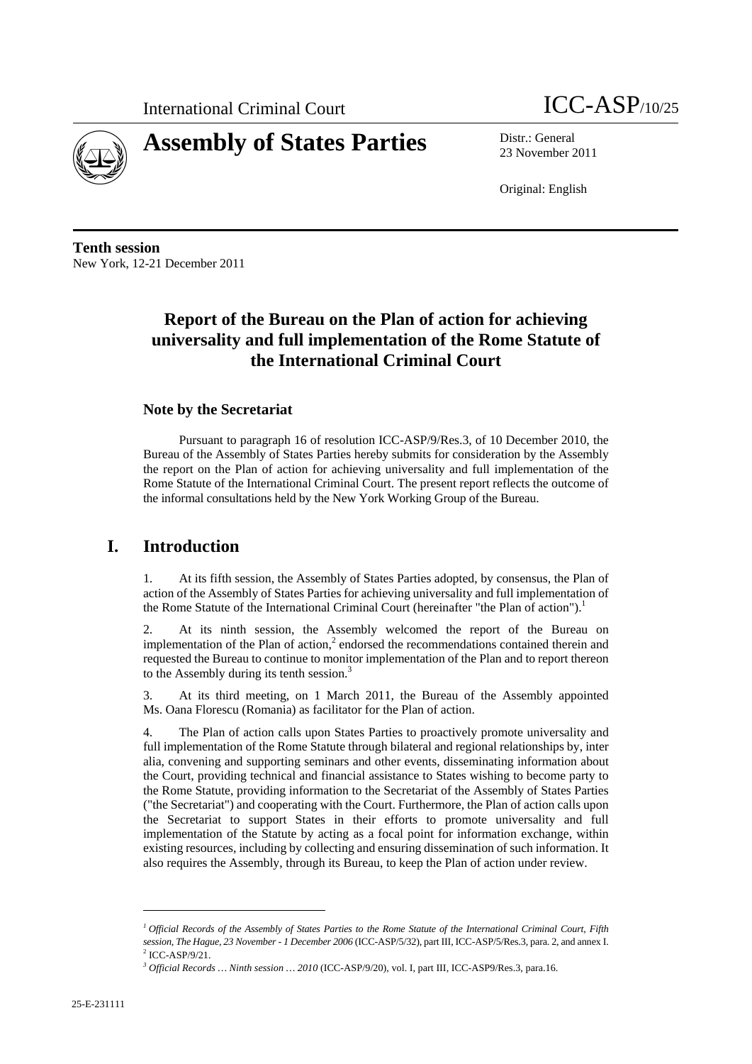International Criminal Court

# Assembly of States Parties

ICC-ASP/10/25

Distr.: General
23 November 2011

Original: English

**Tenth session**
New York, 12-21 December 2011

## Report of the Bureau on the Plan of action for achieving universality and full implementation of the Rome Statute of the International Criminal Court

### Note by the Secretariat

Pursuant to paragraph 16 of resolution ICC-ASP/9/Res.3, of 10 December 2010, the Bureau of the Assembly of States Parties hereby submits for consideration by the Assembly the report on the Plan of action for achieving universality and full implementation of the Rome Statute of the International Criminal Court. The present report reflects the outcome of the informal consultations held by the New York Working Group of the Bureau.

## I. Introduction

1. At its fifth session, the Assembly of States Parties adopted, by consensus, the Plan of action of the Assembly of States Parties for achieving universality and full implementation of the Rome Statute of the International Criminal Court (hereinafter "the Plan of action").[1]

2. At its ninth session, the Assembly welcomed the report of the Bureau on implementation of the Plan of action,[2] endorsed the recommendations contained therein and requested the Bureau to continue to monitor implementation of the Plan and to report thereon to the Assembly during its tenth session.[3]

3. At its third meeting, on 1 March 2011, the Bureau of the Assembly appointed Ms. Oana Florescu (Romania) as facilitator for the Plan of action.

4. The Plan of action calls upon States Parties to proactively promote universality and full implementation of the Rome Statute through bilateral and regional relationships by, inter alia, convening and supporting seminars and other events, disseminating information about the Court, providing technical and financial assistance to States wishing to become party to the Rome Statute, providing information to the Secretariat of the Assembly of States Parties ("the Secretariat") and cooperating with the Court. Furthermore, the Plan of action calls upon the Secretariat to support States in their efforts to promote universality and full implementation of the Statute by acting as a focal point for information exchange, within existing resources, including by collecting and ensuring dissemination of such information. It also requires the Assembly, through its Bureau, to keep the Plan of action under review.

---

[1] *Official Records of the Assembly of States Parties to the Rome Statute of the International Criminal Court, Fifth session, The Hague, 23 November - 1 December 2006* (ICC-ASP/5/32), part III, ICC-ASP/5/Res.3, para. 2, and annex I.
[2] ICC-ASP/9/21.
[3] *Official Records … Ninth session … 2010* (ICC-ASP/9/20), vol. I, part III, ICC-ASP9/Res.3, para.16.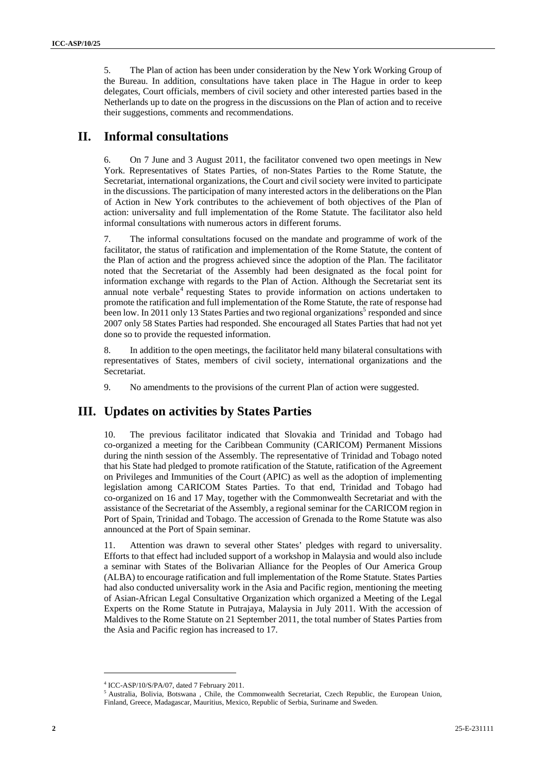5. The Plan of action has been under consideration by the New York Working Group of the Bureau. In addition, consultations have taken place in The Hague in order to keep delegates, Court officials, members of civil society and other interested parties based in the Netherlands up to date on the progress in the discussions on the Plan of action and to receive their suggestions, comments and recommendations.

## II. Informal consultations

6. On 7 June and 3 August 2011, the facilitator convened two open meetings in New York. Representatives of States Parties, of non-States Parties to the Rome Statute, the Secretariat, international organizations, the Court and civil society were invited to participate in the discussions. The participation of many interested actors in the deliberations on the Plan of Action in New York contributes to the achievement of both objectives of the Plan of action: universality and full implementation of the Rome Statute. The facilitator also held informal consultations with numerous actors in different forums.

7. The informal consultations focused on the mandate and programme of work of the facilitator, the status of ratification and implementation of the Rome Statute, the content of the Plan of action and the progress achieved since the adoption of the Plan. The facilitator noted that the Secretariat of the Assembly had been designated as the focal point for information exchange with regards to the Plan of Action. Although the Secretariat sent its annual note verbale[4] requesting States to provide information on actions undertaken to promote the ratification and full implementation of the Rome Statute, the rate of response had been low. In 2011 only 13 States Parties and two regional organizations[5] responded and since 2007 only 58 States Parties had responded. She encouraged all States Parties that had not yet done so to provide the requested information.

8. In addition to the open meetings, the facilitator held many bilateral consultations with representatives of States, members of civil society, international organizations and the Secretariat.

9. No amendments to the provisions of the current Plan of action were suggested.

## III. Updates on activities by States Parties

10. The previous facilitator indicated that Slovakia and Trinidad and Tobago had co-organized a meeting for the Caribbean Community (CARICOM) Permanent Missions during the ninth session of the Assembly. The representative of Trinidad and Tobago noted that his State had pledged to promote ratification of the Statute, ratification of the Agreement on Privileges and Immunities of the Court (APIC) as well as the adoption of implementing legislation among CARICOM States Parties. To that end, Trinidad and Tobago had co-organized on 16 and 17 May, together with the Commonwealth Secretariat and with the assistance of the Secretariat of the Assembly, a regional seminar for the CARICOM region in Port of Spain, Trinidad and Tobago. The accession of Grenada to the Rome Statute was also announced at the Port of Spain seminar.

11. Attention was drawn to several other States' pledges with regard to universality. Efforts to that effect had included support of a workshop in Malaysia and would also include a seminar with States of the Bolivarian Alliance for the Peoples of Our America Group (ALBA) to encourage ratification and full implementation of the Rome Statute. States Parties had also conducted universality work in the Asia and Pacific region, mentioning the meeting of Asian-African Legal Consultative Organization which organized a Meeting of the Legal Experts on the Rome Statute in Putrajaya, Malaysia in July 2011. With the accession of Maldives to the Rome Statute on 21 September 2011, the total number of States Parties from the Asia and Pacific region has increased to 17.

---

[4] ICC-ASP/10/S/PA/07, dated 7 February 2011.

[5] Australia, Bolivia, Botswana , Chile, the Commonwealth Secretariat, Czech Republic, the European Union, Finland, Greece, Madagascar, Mauritius, Mexico, Republic of Serbia, Suriname and Sweden.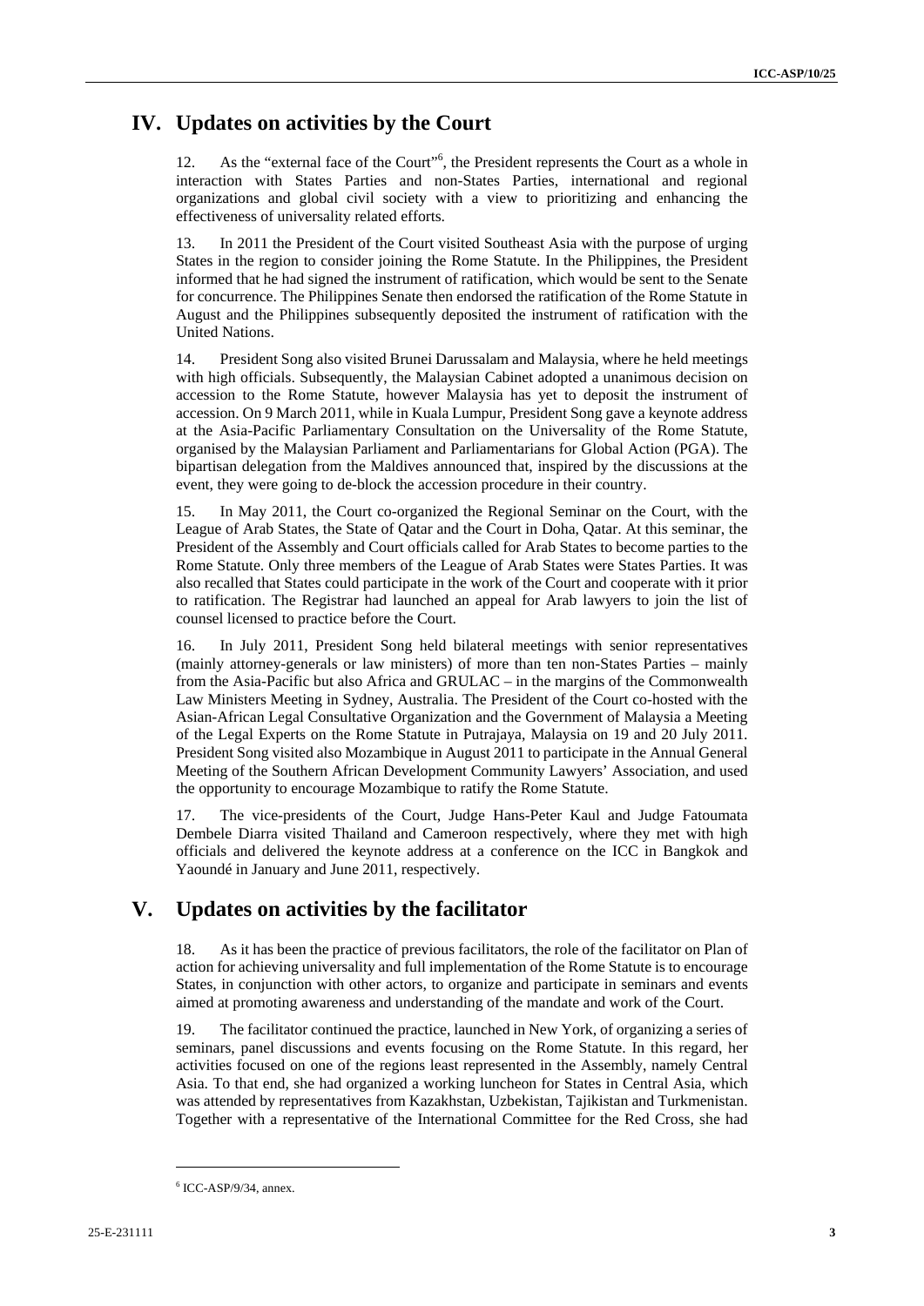# IV. Updates on activities by the Court

12. As the "external face of the Court"[6], the President represents the Court as a whole in interaction with States Parties and non-States Parties, international and regional organizations and global civil society with a view to prioritizing and enhancing the effectiveness of universality related efforts.

13. In 2011 the President of the Court visited Southeast Asia with the purpose of urging States in the region to consider joining the Rome Statute. In the Philippines, the President informed that he had signed the instrument of ratification, which would be sent to the Senate for concurrence. The Philippines Senate then endorsed the ratification of the Rome Statute in August and the Philippines subsequently deposited the instrument of ratification with the United Nations.

14. President Song also visited Brunei Darussalam and Malaysia, where he held meetings with high officials. Subsequently, the Malaysian Cabinet adopted a unanimous decision on accession to the Rome Statute, however Malaysia has yet to deposit the instrument of accession. On 9 March 2011, while in Kuala Lumpur, President Song gave a keynote address at the Asia-Pacific Parliamentary Consultation on the Universality of the Rome Statute, organised by the Malaysian Parliament and Parliamentarians for Global Action (PGA). The bipartisan delegation from the Maldives announced that, inspired by the discussions at the event, they were going to de-block the accession procedure in their country.

15. In May 2011, the Court co-organized the Regional Seminar on the Court, with the League of Arab States, the State of Qatar and the Court in Doha, Qatar. At this seminar, the President of the Assembly and Court officials called for Arab States to become parties to the Rome Statute. Only three members of the League of Arab States were States Parties. It was also recalled that States could participate in the work of the Court and cooperate with it prior to ratification. The Registrar had launched an appeal for Arab lawyers to join the list of counsel licensed to practice before the Court.

16. In July 2011, President Song held bilateral meetings with senior representatives (mainly attorney-generals or law ministers) of more than ten non-States Parties – mainly from the Asia-Pacific but also Africa and GRULAC – in the margins of the Commonwealth Law Ministers Meeting in Sydney, Australia. The President of the Court co-hosted with the Asian-African Legal Consultative Organization and the Government of Malaysia a Meeting of the Legal Experts on the Rome Statute in Putrajaya, Malaysia on 19 and 20 July 2011. President Song visited also Mozambique in August 2011 to participate in the Annual General Meeting of the Southern African Development Community Lawyers' Association, and used the opportunity to encourage Mozambique to ratify the Rome Statute.

17. The vice-presidents of the Court, Judge Hans-Peter Kaul and Judge Fatoumata Dembele Diarra visited Thailand and Cameroon respectively, where they met with high officials and delivered the keynote address at a conference on the ICC in Bangkok and Yaoundé in January and June 2011, respectively.

# V. Updates on activities by the facilitator

18. As it has been the practice of previous facilitators, the role of the facilitator on Plan of action for achieving universality and full implementation of the Rome Statute is to encourage States, in conjunction with other actors, to organize and participate in seminars and events aimed at promoting awareness and understanding of the mandate and work of the Court.

19. The facilitator continued the practice, launched in New York, of organizing a series of seminars, panel discussions and events focusing on the Rome Statute. In this regard, her activities focused on one of the regions least represented in the Assembly, namely Central Asia. To that end, she had organized a working luncheon for States in Central Asia, which was attended by representatives from Kazakhstan, Uzbekistan, Tajikistan and Turkmenistan. Together with a representative of the International Committee for the Red Cross, she had

[6] ICC-ASP/9/34, annex.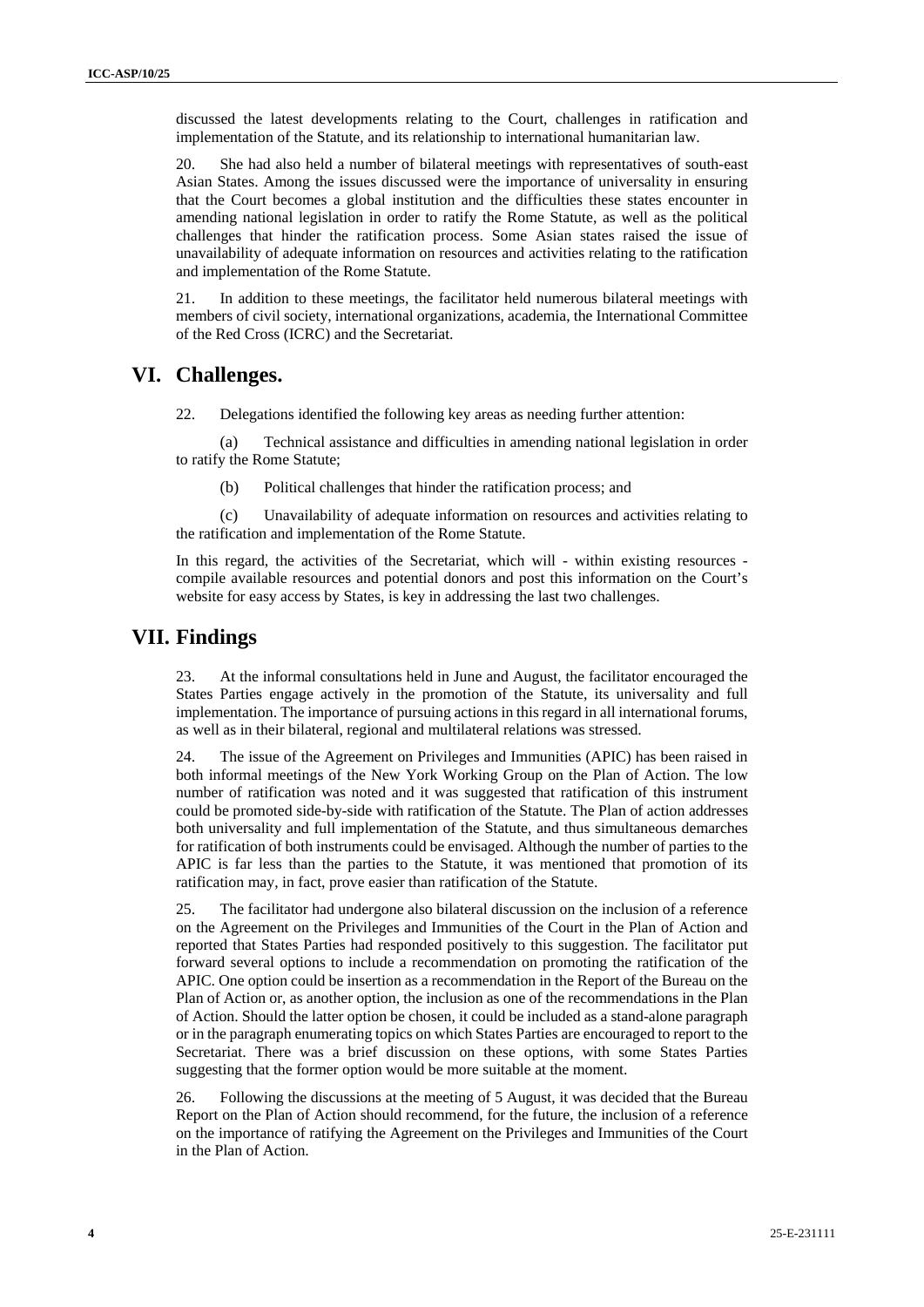discussed the latest developments relating to the Court, challenges in ratification and implementation of the Statute, and its relationship to international humanitarian law.

20. She had also held a number of bilateral meetings with representatives of south-east Asian States. Among the issues discussed were the importance of universality in ensuring that the Court becomes a global institution and the difficulties these states encounter in amending national legislation in order to ratify the Rome Statute, as well as the political challenges that hinder the ratification process. Some Asian states raised the issue of unavailability of adequate information on resources and activities relating to the ratification and implementation of the Rome Statute.

21. In addition to these meetings, the facilitator held numerous bilateral meetings with members of civil society, international organizations, academia, the International Committee of the Red Cross (ICRC) and the Secretariat.

## VI. Challenges.

22. Delegations identified the following key areas as needing further attention:

(a) Technical assistance and difficulties in amending national legislation in order to ratify the Rome Statute;

(b) Political challenges that hinder the ratification process; and

(c) Unavailability of adequate information on resources and activities relating to the ratification and implementation of the Rome Statute.

In this regard, the activities of the Secretariat, which will - within existing resources - compile available resources and potential donors and post this information on the Court's website for easy access by States, is key in addressing the last two challenges.

## VII. Findings

23. At the informal consultations held in June and August, the facilitator encouraged the States Parties engage actively in the promotion of the Statute, its universality and full implementation. The importance of pursuing actions in this regard in all international forums, as well as in their bilateral, regional and multilateral relations was stressed.

24. The issue of the Agreement on Privileges and Immunities (APIC) has been raised in both informal meetings of the New York Working Group on the Plan of Action. The low number of ratification was noted and it was suggested that ratification of this instrument could be promoted side-by-side with ratification of the Statute. The Plan of action addresses both universality and full implementation of the Statute, and thus simultaneous demarches for ratification of both instruments could be envisaged. Although the number of parties to the APIC is far less than the parties to the Statute, it was mentioned that promotion of its ratification may, in fact, prove easier than ratification of the Statute.

25. The facilitator had undergone also bilateral discussion on the inclusion of a reference on the Agreement on the Privileges and Immunities of the Court in the Plan of Action and reported that States Parties had responded positively to this suggestion. The facilitator put forward several options to include a recommendation on promoting the ratification of the APIC. One option could be insertion as a recommendation in the Report of the Bureau on the Plan of Action or, as another option, the inclusion as one of the recommendations in the Plan of Action. Should the latter option be chosen, it could be included as a stand-alone paragraph or in the paragraph enumerating topics on which States Parties are encouraged to report to the Secretariat. There was a brief discussion on these options, with some States Parties suggesting that the former option would be more suitable at the moment.

26. Following the discussions at the meeting of 5 August, it was decided that the Bureau Report on the Plan of Action should recommend, for the future, the inclusion of a reference on the importance of ratifying the Agreement on the Privileges and Immunities of the Court in the Plan of Action.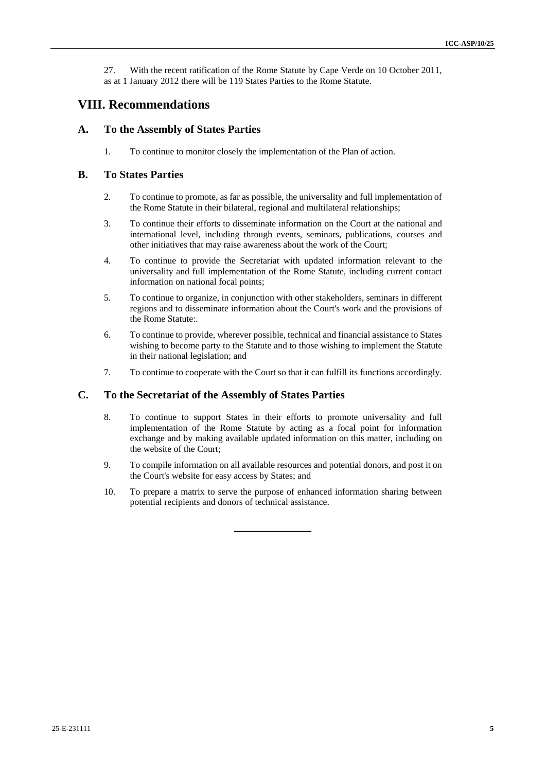27. With the recent ratification of the Rome Statute by Cape Verde on 10 October 2011, as at 1 January 2012 there will be 119 States Parties to the Rome Statute.

# VIII. Recommendations

## A. To the Assembly of States Parties

1. To continue to monitor closely the implementation of the Plan of action.

## B. To States Parties

2. To continue to promote, as far as possible, the universality and full implementation of the Rome Statute in their bilateral, regional and multilateral relationships;

3. To continue their efforts to disseminate information on the Court at the national and international level, including through events, seminars, publications, courses and other initiatives that may raise awareness about the work of the Court;

4. To continue to provide the Secretariat with updated information relevant to the universality and full implementation of the Rome Statute, including current contact information on national focal points;

5. To continue to organize, in conjunction with other stakeholders, seminars in different regions and to disseminate information about the Court's work and the provisions of the Rome Statute:.

6. To continue to provide, wherever possible, technical and financial assistance to States wishing to become party to the Statute and to those wishing to implement the Statute in their national legislation; and

7. To continue to cooperate with the Court so that it can fulfill its functions accordingly.

## C. To the Secretariat of the Assembly of States Parties

8. To continue to support States in their efforts to promote universality and full implementation of the Rome Statute by acting as a focal point for information exchange and by making available updated information on this matter, including on the website of the Court;

9. To compile information on all available resources and potential donors, and post it on the Court's website for easy access by States; and

10. To prepare a matrix to serve the purpose of enhanced information sharing between potential recipients and donors of technical assistance.

---